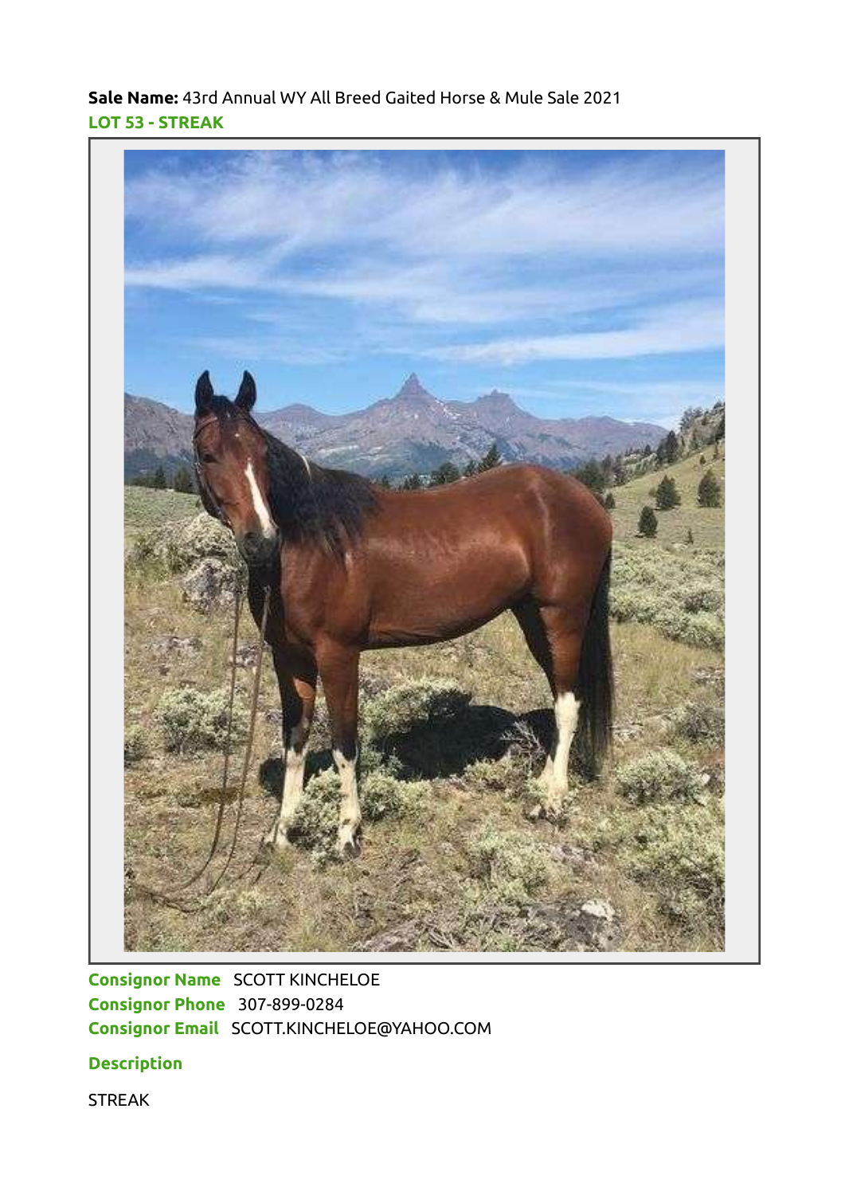**Sale Name:** 43rd Annual WY All Breed Gaited Horse & Mule Sale 2021

**LOT 53 - STREAK**

**Consignor Name** SCOTT KINCHELOE
**Consignor Phone** 307-899-0284
**Consignor Email** SCOTT.KINCHELOE@YAHOO.COM

**Description**

STREAK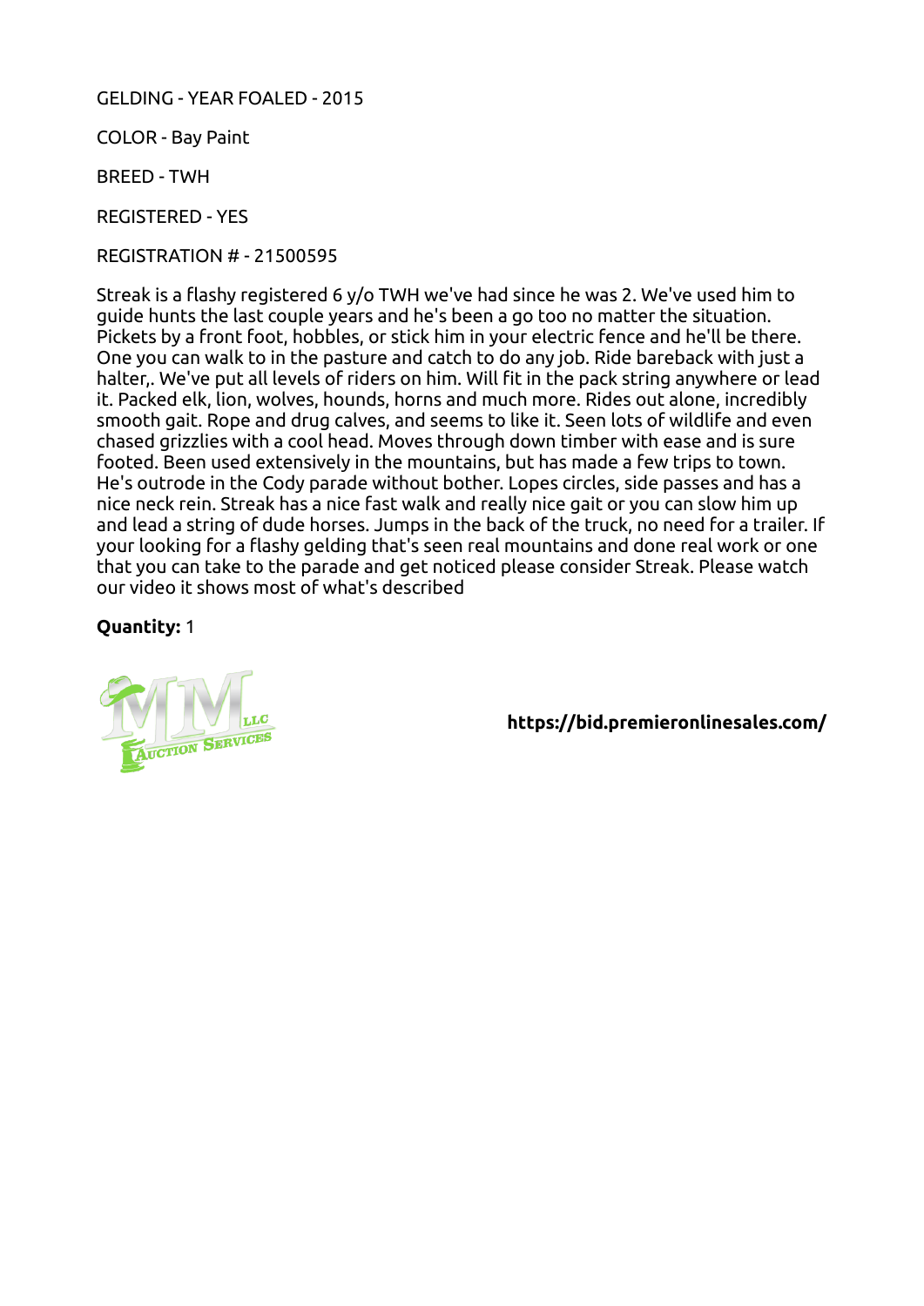GELDING - YEAR FOALED - 2015

COLOR - Bay Paint

BREED - TWH

REGISTERED - YES

REGISTRATION # - 21500595

Streak is a flashy registered 6 y/o TWH we've had since he was 2. We've used him to guide hunts the last couple years and he's been a go too no matter the situation. Pickets by a front foot, hobbles, or stick him in your electric fence and he'll be there. One you can walk to in the pasture and catch to do any job. Ride bareback with just a halter,. We've put all levels of riders on him. Will fit in the pack string anywhere or lead it. Packed elk, lion, wolves, hounds, horns and much more. Rides out alone, incredibly smooth gait. Rope and drug calves, and seems to like it. Seen lots of wildlife and even chased grizzlies with a cool head. Moves through down timber with ease and is sure footed. Been used extensively in the mountains, but has made a few trips to town. He's outrode in the Cody parade without bother. Lopes circles, side passes and has a nice neck rein. Streak has a nice fast walk and really nice gait or you can slow him up and lead a string of dude horses. Jumps in the back of the truck, no need for a trailer. If your looking for a flashy gelding that's seen real mountains and done real work or one that you can take to the parade and get noticed please consider Streak. Please watch our video it shows most of what's described

**Quantity:** 1

MM LLC Auction Services

**https://bid.premieronlinesales.com/**